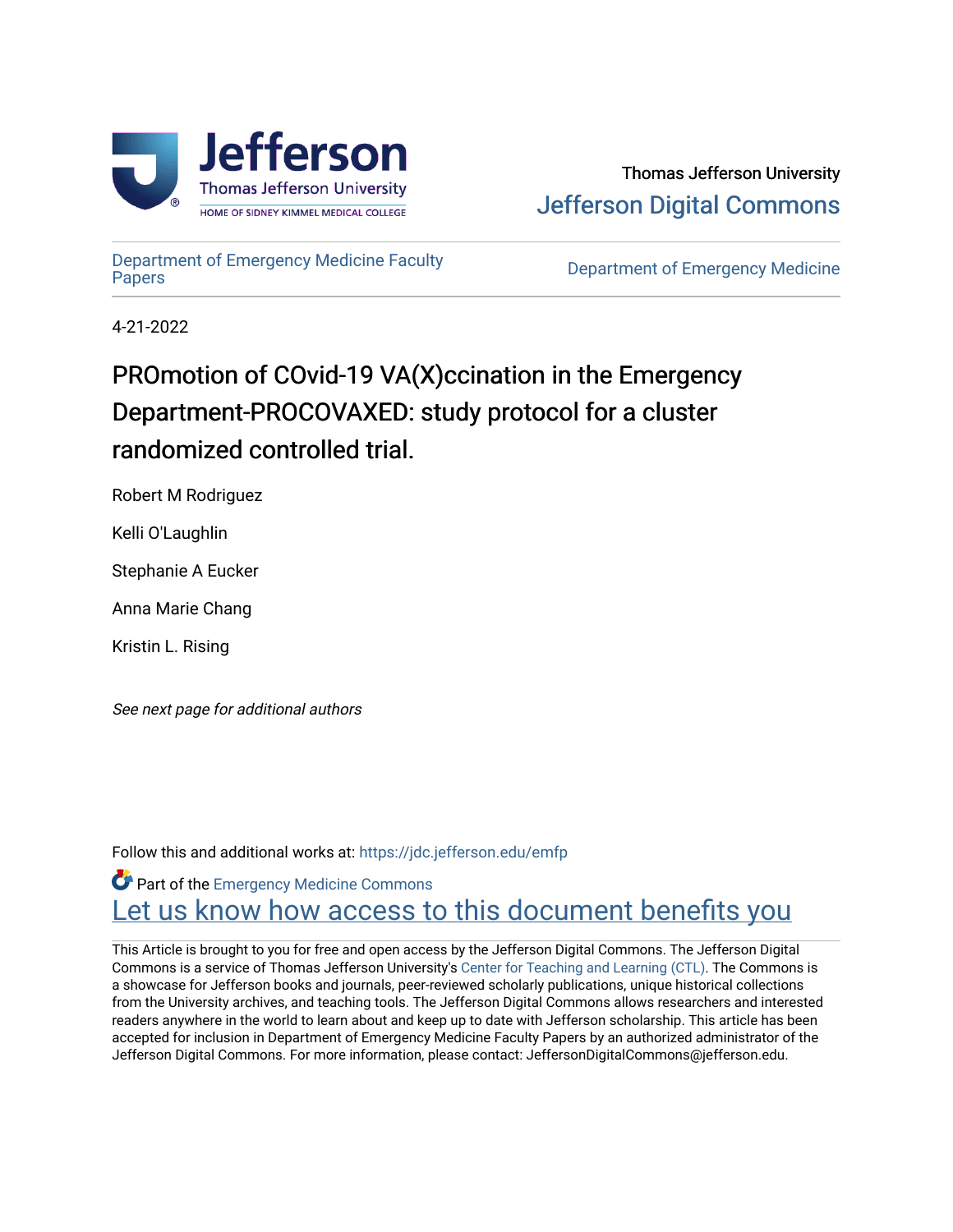Thomas Jefferson University

Jefferson Digital Commons

Department of Emergency Medicine Faculty Papers

Department of Emergency Medicine

4-21-2022

# PROmotion of COvid-19 VA(X)ccination in the Emergency Department-PROCOVAXED: study protocol for a cluster randomized controlled trial.

Robert M Rodriguez

Kelli O'Laughlin

Stephanie A Eucker

Anna Marie Chang

Kristin L. Rising

*See next page for additional authors*

Follow this and additional works at: https://jdc.jefferson.edu/emfp

Part of the Emergency Medicine Commons

Let us know how access to this document benefits you

This Article is brought to you for free and open access by the Jefferson Digital Commons. The Jefferson Digital Commons is a service of Thomas Jefferson University's Center for Teaching and Learning (CTL). The Commons is a showcase for Jefferson books and journals, peer-reviewed scholarly publications, unique historical collections from the University archives, and teaching tools. The Jefferson Digital Commons allows researchers and interested readers anywhere in the world to learn about and keep up to date with Jefferson scholarship. This article has been accepted for inclusion in Department of Emergency Medicine Faculty Papers by an authorized administrator of the Jefferson Digital Commons. For more information, please contact: JeffersonDigitalCommons@jefferson.edu.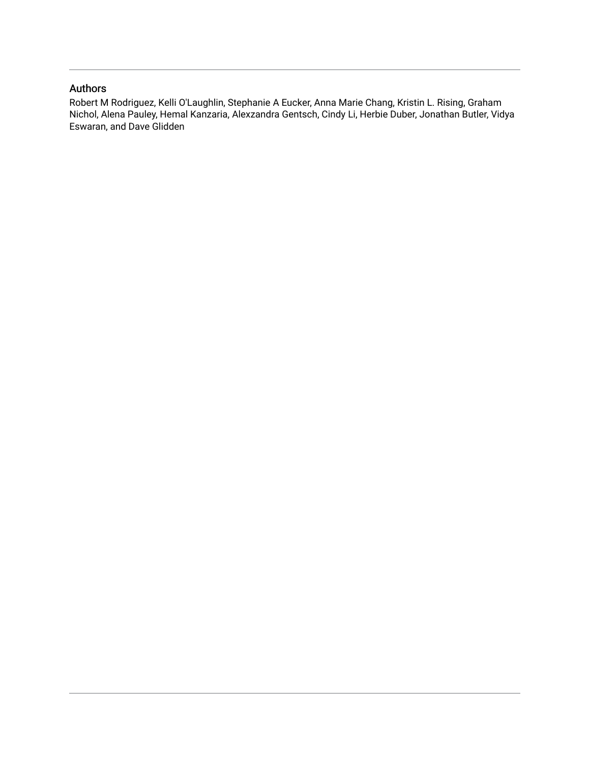## Authors

Robert M Rodriguez, Kelli O'Laughlin, Stephanie A Eucker, Anna Marie Chang, Kristin L. Rising, Graham Nichol, Alena Pauley, Hemal Kanzaria, Alexzandra Gentsch, Cindy Li, Herbie Duber, Jonathan Butler, Vidya Eswaran, and Dave Glidden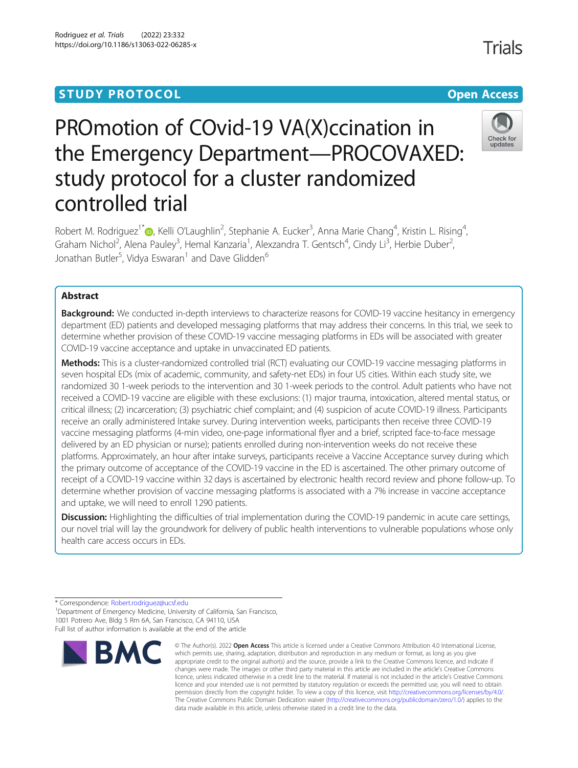# PROmotion of COvid-19 VA(X)ccination in the Emergency Department—PROCOVAXED: study protocol for a cluster randomized controlled trial

Robert M. Rodriguez[1*], Kelli O'Laughlin[2], Stephanie A. Eucker[3], Anna Marie Chang[4], Kristin L. Rising[4], Graham Nichol[2], Alena Pauley[3], Hemal Kanzaria[1], Alexzandra T. Gentsch[4], Cindy Li[3], Herbie Duber[2], Jonathan Butler[5], Vidya Eswaran[1] and Dave Glidden[6]

## Abstract

**Background:** We conducted in-depth interviews to characterize reasons for COVID-19 vaccine hesitancy in emergency department (ED) patients and developed messaging platforms that may address their concerns. In this trial, we seek to determine whether provision of these COVID-19 vaccine messaging platforms in EDs will be associated with greater COVID-19 vaccine acceptance and uptake in unvaccinated ED patients.

**Methods:** This is a cluster-randomized controlled trial (RCT) evaluating our COVID-19 vaccine messaging platforms in seven hospital EDs (mix of academic, community, and safety-net EDs) in four US cities. Within each study site, we randomized 30 1-week periods to the intervention and 30 1-week periods to the control. Adult patients who have not received a COVID-19 vaccine are eligible with these exclusions: (1) major trauma, intoxication, altered mental status, or critical illness; (2) incarceration; (3) psychiatric chief complaint; and (4) suspicion of acute COVID-19 illness. Participants receive an orally administered Intake survey. During intervention weeks, participants then receive three COVID-19 vaccine messaging platforms (4-min video, one-page informational flyer and a brief, scripted face-to-face message delivered by an ED physician or nurse); patients enrolled during non-intervention weeks do not receive these platforms. Approximately, an hour after intake surveys, participants receive a Vaccine Acceptance survey during which the primary outcome of acceptance of the COVID-19 vaccine in the ED is ascertained. The other primary outcome of receipt of a COVID-19 vaccine within 32 days is ascertained by electronic health record review and phone follow-up. To determine whether provision of vaccine messaging platforms is associated with a 7% increase in vaccine acceptance and uptake, we will need to enroll 1290 patients.

**Discussion:** Highlighting the difficulties of trial implementation during the COVID-19 pandemic in acute care settings, our novel trial will lay the groundwork for delivery of public health interventions to vulnerable populations whose only health care access occurs in EDs.

\* Correspondence: Robert.rodriguez@ucsf.edu

[1]Department of Emergency Medicine, University of California, San Francisco, 1001 Potrero Ave, Bldg 5 Rm 6A, San Francisco, CA 94110, USA

Full list of author information is available at the end of the article

© The Author(s). 2022 **Open Access** This article is licensed under a Creative Commons Attribution 4.0 International License, which permits use, sharing, adaptation, distribution and reproduction in any medium or format, as long as you give appropriate credit to the original author(s) and the source, provide a link to the Creative Commons licence, and indicate if changes were made. The images or other third party material in this article are included in the article's Creative Commons licence, unless indicated otherwise in a credit line to the material. If material is not included in the article's Creative Commons licence and your intended use is not permitted by statutory regulation or exceeds the permitted use, you will need to obtain permission directly from the copyright holder. To view a copy of this licence, visit http://creativecommons.org/licenses/by/4.0/. The Creative Commons Public Domain Dedication waiver (http://creativecommons.org/publicdomain/zero/1.0/) applies to the data made available in this article, unless otherwise stated in a credit line to the data.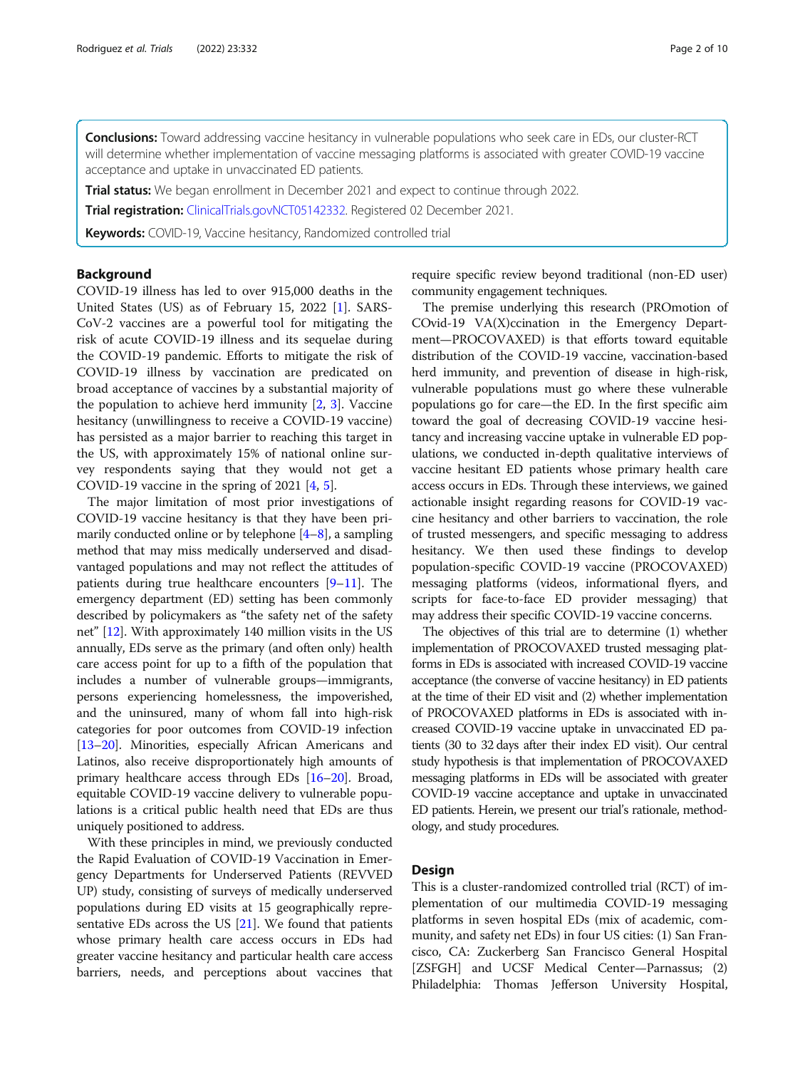**Conclusions:** Toward addressing vaccine hesitancy in vulnerable populations who seek care in EDs, our cluster-RCT will determine whether implementation of vaccine messaging platforms is associated with greater COVID-19 vaccine acceptance and uptake in unvaccinated ED patients.

**Trial status:** We began enrollment in December 2021 and expect to continue through 2022.

**Trial registration:** ClinicalTrials.govNCT05142332. Registered 02 December 2021.

**Keywords:** COVID-19, Vaccine hesitancy, Randomized controlled trial

## Background

COVID-19 illness has led to over 915,000 deaths in the United States (US) as of February 15, 2022 [1]. SARS-CoV-2 vaccines are a powerful tool for mitigating the risk of acute COVID-19 illness and its sequelae during the COVID-19 pandemic. Efforts to mitigate the risk of COVID-19 illness by vaccination are predicated on broad acceptance of vaccines by a substantial majority of the population to achieve herd immunity [2, 3]. Vaccine hesitancy (unwillingness to receive a COVID-19 vaccine) has persisted as a major barrier to reaching this target in the US, with approximately 15% of national online survey respondents saying that they would not get a COVID-19 vaccine in the spring of 2021 [4, 5].

The major limitation of most prior investigations of COVID-19 vaccine hesitancy is that they have been primarily conducted online or by telephone [4–8], a sampling method that may miss medically underserved and disadvantaged populations and may not reflect the attitudes of patients during true healthcare encounters [9–11]. The emergency department (ED) setting has been commonly described by policymakers as "the safety net of the safety net" [12]. With approximately 140 million visits in the US annually, EDs serve as the primary (and often only) health care access point for up to a fifth of the population that includes a number of vulnerable groups—immigrants, persons experiencing homelessness, the impoverished, and the uninsured, many of whom fall into high-risk categories for poor outcomes from COVID-19 infection [13–20]. Minorities, especially African Americans and Latinos, also receive disproportionately high amounts of primary healthcare access through EDs [16–20]. Broad, equitable COVID-19 vaccine delivery to vulnerable populations is a critical public health need that EDs are thus uniquely positioned to address.

With these principles in mind, we previously conducted the Rapid Evaluation of COVID-19 Vaccination in Emergency Departments for Underserved Patients (REVVED UP) study, consisting of surveys of medically underserved populations during ED visits at 15 geographically representative EDs across the US [21]. We found that patients whose primary health care access occurs in EDs had greater vaccine hesitancy and particular health care access barriers, needs, and perceptions about vaccines that require specific review beyond traditional (non-ED user) community engagement techniques.

The premise underlying this research (PROmotion of COvid-19 VA(X)ccination in the Emergency Department—PROCOVAXED) is that efforts toward equitable distribution of the COVID-19 vaccine, vaccination-based herd immunity, and prevention of disease in high-risk, vulnerable populations must go where these vulnerable populations go for care—the ED. In the first specific aim toward the goal of decreasing COVID-19 vaccine hesitancy and increasing vaccine uptake in vulnerable ED populations, we conducted in-depth qualitative interviews of vaccine hesitant ED patients whose primary health care access occurs in EDs. Through these interviews, we gained actionable insight regarding reasons for COVID-19 vaccine hesitancy and other barriers to vaccination, the role of trusted messengers, and specific messaging to address hesitancy. We then used these findings to develop population-specific COVID-19 vaccine (PROCOVAXED) messaging platforms (videos, informational flyers, and scripts for face-to-face ED provider messaging) that may address their specific COVID-19 vaccine concerns.

The objectives of this trial are to determine (1) whether implementation of PROCOVAXED trusted messaging platforms in EDs is associated with increased COVID-19 vaccine acceptance (the converse of vaccine hesitancy) in ED patients at the time of their ED visit and (2) whether implementation of PROCOVAXED platforms in EDs is associated with increased COVID-19 vaccine uptake in unvaccinated ED patients (30 to 32 days after their index ED visit). Our central study hypothesis is that implementation of PROCOVAXED messaging platforms in EDs will be associated with greater COVID-19 vaccine acceptance and uptake in unvaccinated ED patients. Herein, we present our trial's rationale, methodology, and study procedures.

## Design

This is a cluster-randomized controlled trial (RCT) of implementation of our multimedia COVID-19 messaging platforms in seven hospital EDs (mix of academic, community, and safety net EDs) in four US cities: (1) San Francisco, CA: Zuckerberg San Francisco General Hospital [ZSFGH] and UCSF Medical Center—Parnassus; (2) Philadelphia: Thomas Jefferson University Hospital,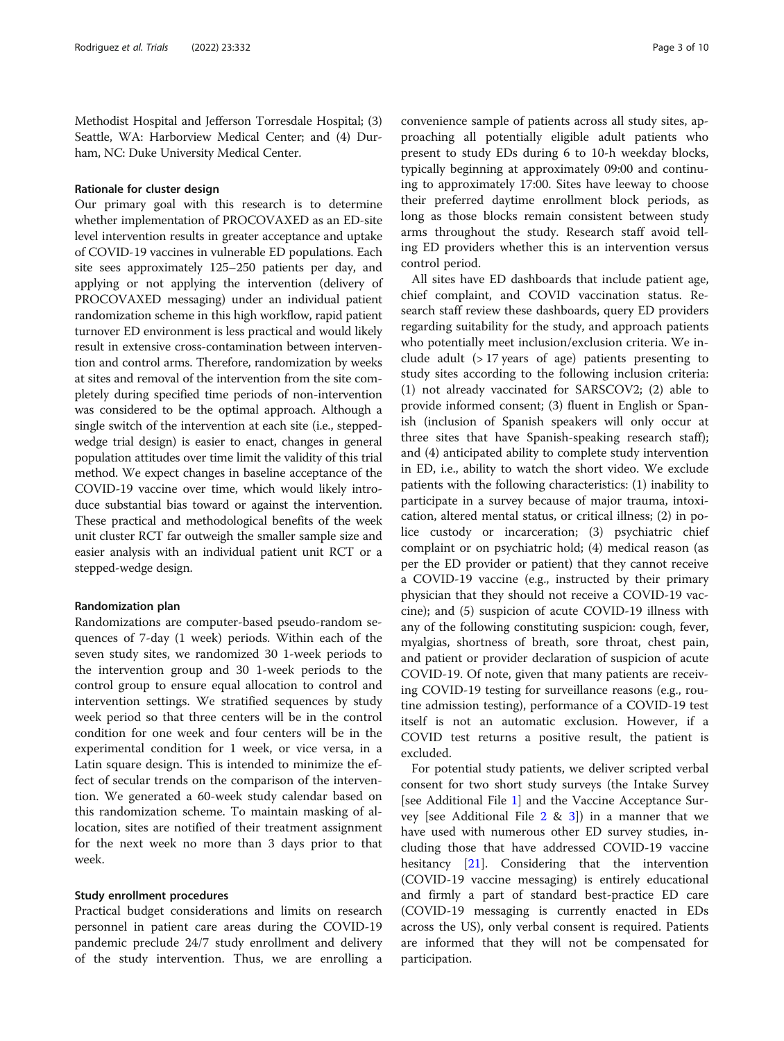Methodist Hospital and Jefferson Torresdale Hospital; (3) Seattle, WA: Harborview Medical Center; and (4) Durham, NC: Duke University Medical Center.

### Rationale for cluster design

Our primary goal with this research is to determine whether implementation of PROCOVAXED as an ED-site level intervention results in greater acceptance and uptake of COVID-19 vaccines in vulnerable ED populations. Each site sees approximately 125–250 patients per day, and applying or not applying the intervention (delivery of PROCOVAXED messaging) under an individual patient randomization scheme in this high workflow, rapid patient turnover ED environment is less practical and would likely result in extensive cross-contamination between intervention and control arms. Therefore, randomization by weeks at sites and removal of the intervention from the site completely during specified time periods of non-intervention was considered to be the optimal approach. Although a single switch of the intervention at each site (i.e., stepped-wedge trial design) is easier to enact, changes in general population attitudes over time limit the validity of this trial method. We expect changes in baseline acceptance of the COVID-19 vaccine over time, which would likely introduce substantial bias toward or against the intervention. These practical and methodological benefits of the week unit cluster RCT far outweigh the smaller sample size and easier analysis with an individual patient unit RCT or a stepped-wedge design.

### Randomization plan

Randomizations are computer-based pseudo-random sequences of 7-day (1 week) periods. Within each of the seven study sites, we randomized 30 1-week periods to the intervention group and 30 1-week periods to the control group to ensure equal allocation to control and intervention settings. We stratified sequences by study week period so that three centers will be in the control condition for one week and four centers will be in the experimental condition for 1 week, or vice versa, in a Latin square design. This is intended to minimize the effect of secular trends on the comparison of the intervention. We generated a 60-week study calendar based on this randomization scheme. To maintain masking of allocation, sites are notified of their treatment assignment for the next week no more than 3 days prior to that week.

### Study enrollment procedures

Practical budget considerations and limits on research personnel in patient care areas during the COVID-19 pandemic preclude 24/7 study enrollment and delivery of the study intervention. Thus, we are enrolling a convenience sample of patients across all study sites, approaching all potentially eligible adult patients who present to study EDs during 6 to 10-h weekday blocks, typically beginning at approximately 09:00 and continuing to approximately 17:00. Sites have leeway to choose their preferred daytime enrollment block periods, as long as those blocks remain consistent between study arms throughout the study. Research staff avoid telling ED providers whether this is an intervention versus control period.

All sites have ED dashboards that include patient age, chief complaint, and COVID vaccination status. Research staff review these dashboards, query ED providers regarding suitability for the study, and approach patients who potentially meet inclusion/exclusion criteria. We include adult (> 17 years of age) patients presenting to study sites according to the following inclusion criteria: (1) not already vaccinated for SARSCOV2; (2) able to provide informed consent; (3) fluent in English or Spanish (inclusion of Spanish speakers will only occur at three sites that have Spanish-speaking research staff); and (4) anticipated ability to complete study intervention in ED, i.e., ability to watch the short video. We exclude patients with the following characteristics: (1) inability to participate in a survey because of major trauma, intoxication, altered mental status, or critical illness; (2) in police custody or incarceration; (3) psychiatric chief complaint or on psychiatric hold; (4) medical reason (as per the ED provider or patient) that they cannot receive a COVID-19 vaccine (e.g., instructed by their primary physician that they should not receive a COVID-19 vaccine); and (5) suspicion of acute COVID-19 illness with any of the following constituting suspicion: cough, fever, myalgias, shortness of breath, sore throat, chest pain, and patient or provider declaration of suspicion of acute COVID-19. Of note, given that many patients are receiving COVID-19 testing for surveillance reasons (e.g., routine admission testing), performance of a COVID-19 test itself is not an automatic exclusion. However, if a COVID test returns a positive result, the patient is excluded.

For potential study patients, we deliver scripted verbal consent for two short study surveys (the Intake Survey [see Additional File 1] and the Vaccine Acceptance Survey [see Additional File 2 & 3]) in a manner that we have used with numerous other ED survey studies, including those that have addressed COVID-19 vaccine hesitancy [21]. Considering that the intervention (COVID-19 vaccine messaging) is entirely educational and firmly a part of standard best-practice ED care (COVID-19 messaging is currently enacted in EDs across the US), only verbal consent is required. Patients are informed that they will not be compensated for participation.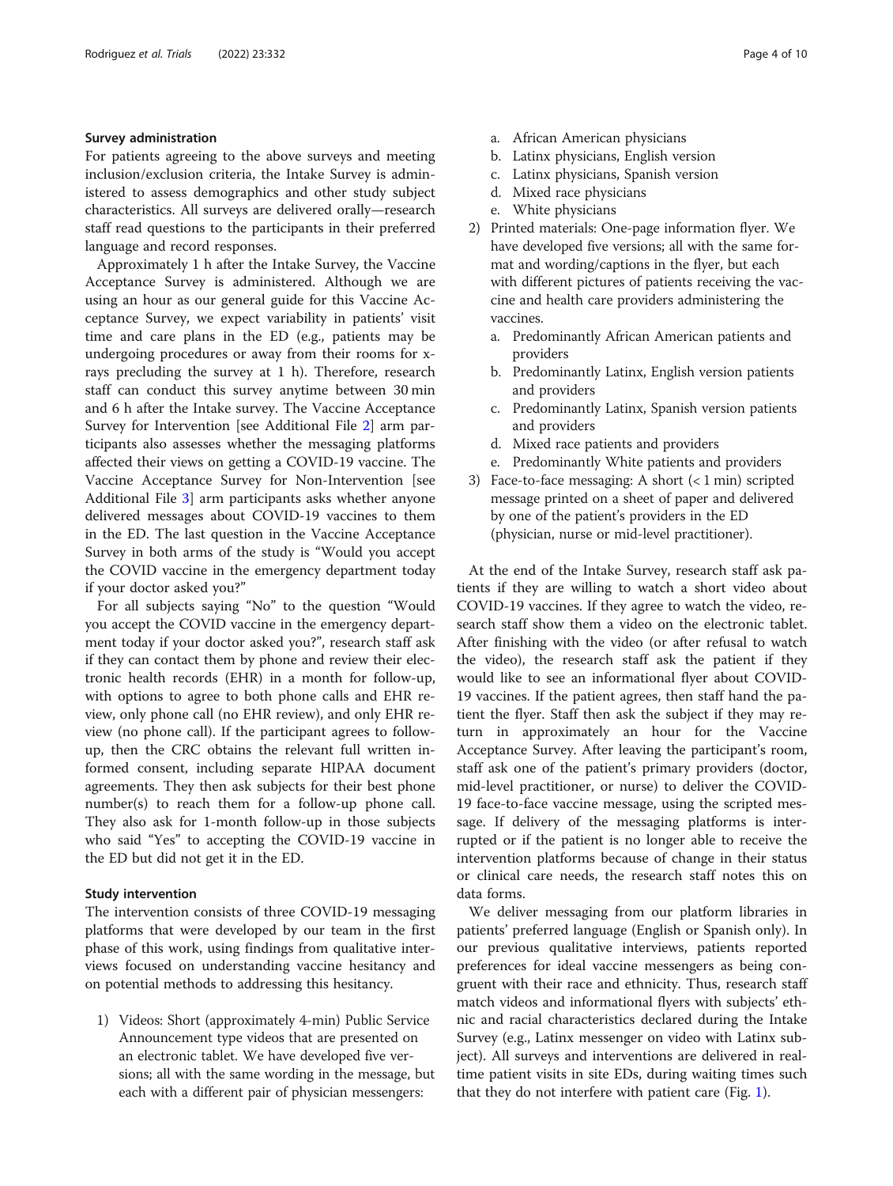### Survey administration

For patients agreeing to the above surveys and meeting inclusion/exclusion criteria, the Intake Survey is administered to assess demographics and other study subject characteristics. All surveys are delivered orally—research staff read questions to the participants in their preferred language and record responses.

Approximately 1 h after the Intake Survey, the Vaccine Acceptance Survey is administered. Although we are using an hour as our general guide for this Vaccine Acceptance Survey, we expect variability in patients' visit time and care plans in the ED (e.g., patients may be undergoing procedures or away from their rooms for x-rays precluding the survey at 1 h). Therefore, research staff can conduct this survey anytime between 30 min and 6 h after the Intake survey. The Vaccine Acceptance Survey for Intervention [see Additional File 2] arm participants also assesses whether the messaging platforms affected their views on getting a COVID-19 vaccine. The Vaccine Acceptance Survey for Non-Intervention [see Additional File 3] arm participants asks whether anyone delivered messages about COVID-19 vaccines to them in the ED. The last question in the Vaccine Acceptance Survey in both arms of the study is "Would you accept the COVID vaccine in the emergency department today if your doctor asked you?"

For all subjects saying "No" to the question "Would you accept the COVID vaccine in the emergency department today if your doctor asked you?", research staff ask if they can contact them by phone and review their electronic health records (EHR) in a month for follow-up, with options to agree to both phone calls and EHR review, only phone call (no EHR review), and only EHR review (no phone call). If the participant agrees to follow-up, then the CRC obtains the relevant full written informed consent, including separate HIPAA document agreements. They then ask subjects for their best phone number(s) to reach them for a follow-up phone call. They also ask for 1-month follow-up in those subjects who said "Yes" to accepting the COVID-19 vaccine in the ED but did not get it in the ED.

### Study intervention

The intervention consists of three COVID-19 messaging platforms that were developed by our team in the first phase of this work, using findings from qualitative interviews focused on understanding vaccine hesitancy and on potential methods to addressing this hesitancy.

1) Videos: Short (approximately 4-min) Public Service Announcement type videos that are presented on an electronic tablet. We have developed five versions; all with the same wording in the message, but each with a different pair of physician messengers:
   a. African American physicians
   b. Latinx physicians, English version
   c. Latinx physicians, Spanish version
   d. Mixed race physicians
   e. White physicians
2) Printed materials: One-page information flyer. We have developed five versions; all with the same format and wording/captions in the flyer, but each with different pictures of patients receiving the vaccine and health care providers administering the vaccines.
   a. Predominantly African American patients and providers
   b. Predominantly Latinx, English version patients and providers
   c. Predominantly Latinx, Spanish version patients and providers
   d. Mixed race patients and providers
   e. Predominantly White patients and providers
3) Face-to-face messaging: A short (< 1 min) scripted message printed on a sheet of paper and delivered by one of the patient's providers in the ED (physician, nurse or mid-level practitioner).

At the end of the Intake Survey, research staff ask patients if they are willing to watch a short video about COVID-19 vaccines. If they agree to watch the video, research staff show them a video on the electronic tablet. After finishing with the video (or after refusal to watch the video), the research staff ask the patient if they would like to see an informational flyer about COVID-19 vaccines. If the patient agrees, then staff hand the patient the flyer. Staff then ask the subject if they may return in approximately an hour for the Vaccine Acceptance Survey. After leaving the participant's room, staff ask one of the patient's primary providers (doctor, mid-level practitioner, or nurse) to deliver the COVID-19 face-to-face vaccine message, using the scripted message. If delivery of the messaging platforms is interrupted or if the patient is no longer able to receive the intervention platforms because of change in their status or clinical care needs, the research staff notes this on data forms.

We deliver messaging from our platform libraries in patients' preferred language (English or Spanish only). In our previous qualitative interviews, patients reported preferences for ideal vaccine messengers as being congruent with their race and ethnicity. Thus, research staff match videos and informational flyers with subjects' ethnic and racial characteristics declared during the Intake Survey (e.g., Latinx messenger on video with Latinx subject). All surveys and interventions are delivered in real-time patient visits in site EDs, during waiting times such that they do not interfere with patient care (Fig. 1).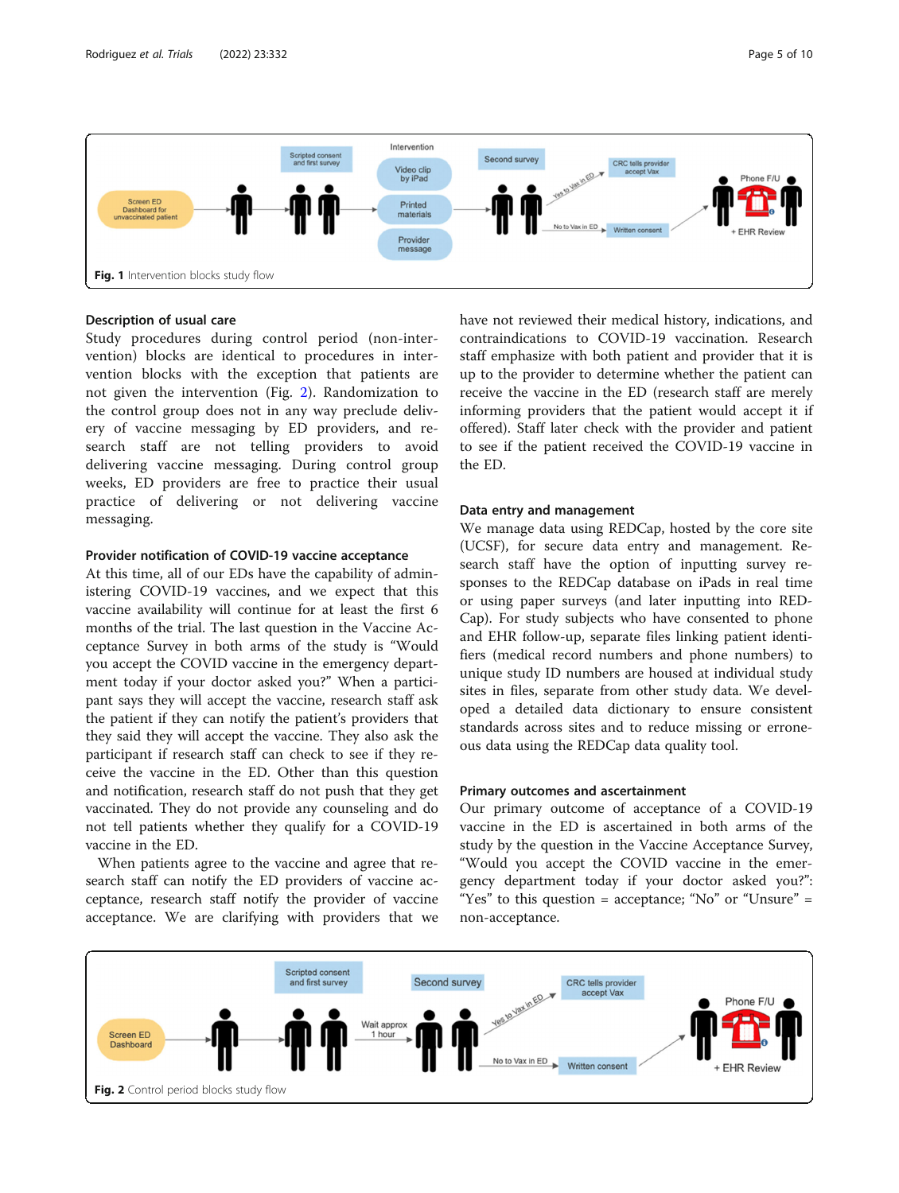Fig. 1 Intervention blocks study flow

### Description of usual care

Study procedures during control period (non-intervention) blocks are identical to procedures in intervention blocks with the exception that patients are not given the intervention (Fig. 2). Randomization to the control group does not in any way preclude delivery of vaccine messaging by ED providers, and research staff are not telling providers to avoid delivering vaccine messaging. During control group weeks, ED providers are free to practice their usual practice of delivering or not delivering vaccine messaging.

### Provider notification of COVID-19 vaccine acceptance

At this time, all of our EDs have the capability of administering COVID-19 vaccines, and we expect that this vaccine availability will continue for at least the first 6 months of the trial. The last question in the Vaccine Acceptance Survey in both arms of the study is "Would you accept the COVID vaccine in the emergency department today if your doctor asked you?" When a participant says they will accept the vaccine, research staff ask the patient if they can notify the patient's providers that they said they will accept the vaccine. They also ask the participant if research staff can check to see if they receive the vaccine in the ED. Other than this question and notification, research staff do not push that they get vaccinated. They do not provide any counseling and do not tell patients whether they qualify for a COVID-19 vaccine in the ED.

When patients agree to the vaccine and agree that research staff can notify the ED providers of vaccine acceptance, research staff notify the provider of vaccine acceptance. We are clarifying with providers that we have not reviewed their medical history, indications, and contraindications to COVID-19 vaccination. Research staff emphasize with both patient and provider that it is up to the provider to determine whether the patient can receive the vaccine in the ED (research staff are merely informing providers that the patient would accept it if offered). Staff later check with the provider and patient to see if the patient received the COVID-19 vaccine in the ED.

### Data entry and management

We manage data using REDCap, hosted by the core site (UCSF), for secure data entry and management. Research staff have the option of inputting survey responses to the REDCap database on iPads in real time or using paper surveys (and later inputting into REDCap). For study subjects who have consented to phone and EHR follow-up, separate files linking patient identifiers (medical record numbers and phone numbers) to unique study ID numbers are housed at individual study sites in files, separate from other study data. We developed a detailed data dictionary to ensure consistent standards across sites and to reduce missing or erroneous data using the REDCap data quality tool.

### Primary outcomes and ascertainment

Our primary outcome of acceptance of a COVID-19 vaccine in the ED is ascertained in both arms of the study by the question in the Vaccine Acceptance Survey, "Would you accept the COVID vaccine in the emergency department today if your doctor asked you?": "Yes" to this question = acceptance; "No" or "Unsure" = non-acceptance.

Fig. 2 Control period blocks study flow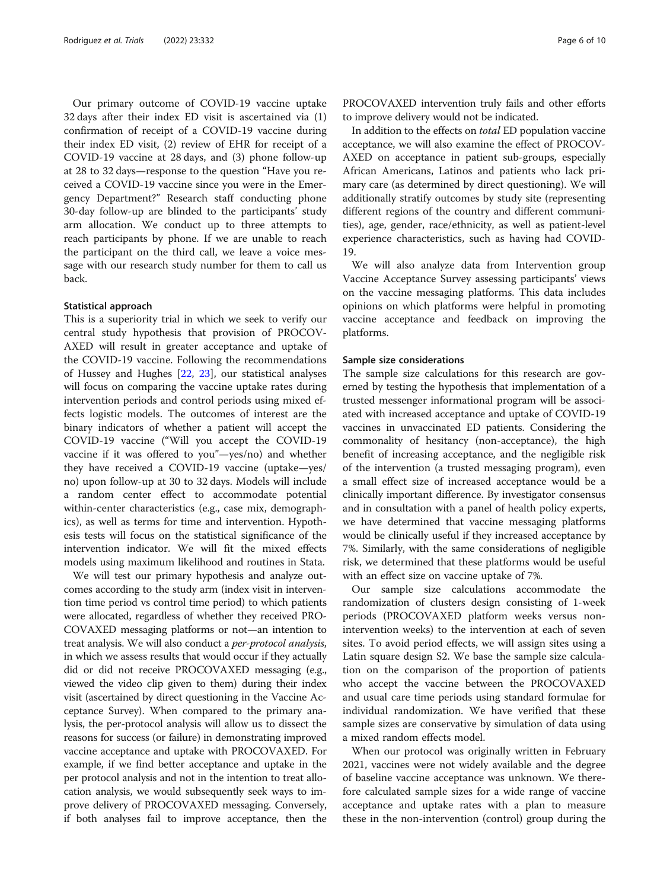Our primary outcome of COVID-19 vaccine uptake 32 days after their index ED visit is ascertained via (1) confirmation of receipt of a COVID-19 vaccine during their index ED visit, (2) review of EHR for receipt of a COVID-19 vaccine at 28 days, and (3) phone follow-up at 28 to 32 days—response to the question "Have you received a COVID-19 vaccine since you were in the Emergency Department?" Research staff conducting phone 30-day follow-up are blinded to the participants' study arm allocation. We conduct up to three attempts to reach participants by phone. If we are unable to reach the participant on the third call, we leave a voice message with our research study number for them to call us back.

#### Statistical approach

This is a superiority trial in which we seek to verify our central study hypothesis that provision of PROCOVAXED will result in greater acceptance and uptake of the COVID-19 vaccine. Following the recommendations of Hussey and Hughes [22, 23], our statistical analyses will focus on comparing the vaccine uptake rates during intervention periods and control periods using mixed effects logistic models. The outcomes of interest are the binary indicators of whether a patient will accept the COVID-19 vaccine ("Will you accept the COVID-19 vaccine if it was offered to you"—yes/no) and whether they have received a COVID-19 vaccine (uptake—yes/no) upon follow-up at 30 to 32 days. Models will include a random center effect to accommodate potential within-center characteristics (e.g., case mix, demographics), as well as terms for time and intervention. Hypothesis tests will focus on the statistical significance of the intervention indicator. We will fit the mixed effects models using maximum likelihood and routines in Stata.

We will test our primary hypothesis and analyze outcomes according to the study arm (index visit in intervention time period vs control time period) to which patients were allocated, regardless of whether they received PROCOVAXED messaging platforms or not—an intention to treat analysis. We will also conduct a *per-protocol analysis*, in which we assess results that would occur if they actually did or did not receive PROCOVAXED messaging (e.g., viewed the video clip given to them) during their index visit (ascertained by direct questioning in the Vaccine Acceptance Survey). When compared to the primary analysis, the per-protocol analysis will allow us to dissect the reasons for success (or failure) in demonstrating improved vaccine acceptance and uptake with PROCOVAXED. For example, if we find better acceptance and uptake in the per protocol analysis and not in the intention to treat allocation analysis, we would subsequently seek ways to improve delivery of PROCOVAXED messaging. Conversely, if both analyses fail to improve acceptance, then the PROCOVAXED intervention truly fails and other efforts to improve delivery would not be indicated.

In addition to the effects on *total* ED population vaccine acceptance, we will also examine the effect of PROCOVAXED on acceptance in patient sub-groups, especially African Americans, Latinos and patients who lack primary care (as determined by direct questioning). We will additionally stratify outcomes by study site (representing different regions of the country and different communities), age, gender, race/ethnicity, as well as patient-level experience characteristics, such as having had COVID-19.

We will also analyze data from Intervention group Vaccine Acceptance Survey assessing participants' views on the vaccine messaging platforms. This data includes opinions on which platforms were helpful in promoting vaccine acceptance and feedback on improving the platforms.

#### Sample size considerations

The sample size calculations for this research are governed by testing the hypothesis that implementation of a trusted messenger informational program will be associated with increased acceptance and uptake of COVID-19 vaccines in unvaccinated ED patients. Considering the commonality of hesitancy (non-acceptance), the high benefit of increasing acceptance, and the negligible risk of the intervention (a trusted messaging program), even a small effect size of increased acceptance would be a clinically important difference. By investigator consensus and in consultation with a panel of health policy experts, we have determined that vaccine messaging platforms would be clinically useful if they increased acceptance by 7%. Similarly, with the same considerations of negligible risk, we determined that these platforms would be useful with an effect size on vaccine uptake of 7%.

Our sample size calculations accommodate the randomization of clusters design consisting of 1-week periods (PROCOVAXED platform weeks versus non-intervention weeks) to the intervention at each of seven sites. To avoid period effects, we will assign sites using a Latin square design S2. We base the sample size calculation on the comparison of the proportion of patients who accept the vaccine between the PROCOVAXED and usual care time periods using standard formulae for individual randomization. We have verified that these sample sizes are conservative by simulation of data using a mixed random effects model.

When our protocol was originally written in February 2021, vaccines were not widely available and the degree of baseline vaccine acceptance was unknown. We therefore calculated sample sizes for a wide range of vaccine acceptance and uptake rates with a plan to measure these in the non-intervention (control) group during the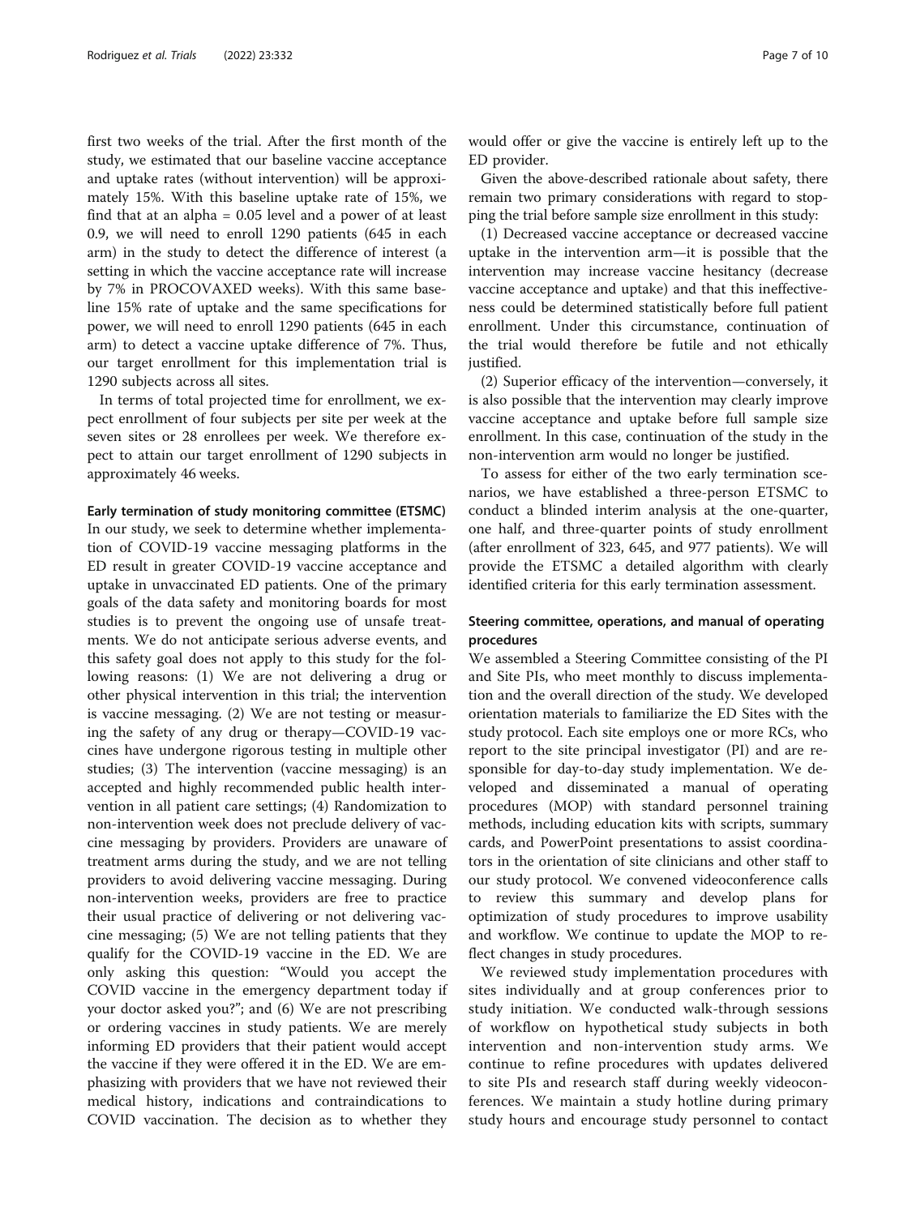first two weeks of the trial. After the first month of the study, we estimated that our baseline vaccine acceptance and uptake rates (without intervention) will be approximately 15%. With this baseline uptake rate of 15%, we find that at an alpha = 0.05 level and a power of at least 0.9, we will need to enroll 1290 patients (645 in each arm) in the study to detect the difference of interest (a setting in which the vaccine acceptance rate will increase by 7% in PROCOVAXED weeks). With this same baseline 15% rate of uptake and the same specifications for power, we will need to enroll 1290 patients (645 in each arm) to detect a vaccine uptake difference of 7%. Thus, our target enrollment for this implementation trial is 1290 subjects across all sites.

In terms of total projected time for enrollment, we expect enrollment of four subjects per site per week at the seven sites or 28 enrollees per week. We therefore expect to attain our target enrollment of 1290 subjects in approximately 46 weeks.

#### Early termination of study monitoring committee (ETSMC)

In our study, we seek to determine whether implementation of COVID-19 vaccine messaging platforms in the ED result in greater COVID-19 vaccine acceptance and uptake in unvaccinated ED patients. One of the primary goals of the data safety and monitoring boards for most studies is to prevent the ongoing use of unsafe treatments. We do not anticipate serious adverse events, and this safety goal does not apply to this study for the following reasons: (1) We are not delivering a drug or other physical intervention in this trial; the intervention is vaccine messaging. (2) We are not testing or measuring the safety of any drug or therapy—COVID-19 vaccines have undergone rigorous testing in multiple other studies; (3) The intervention (vaccine messaging) is an accepted and highly recommended public health intervention in all patient care settings; (4) Randomization to non-intervention week does not preclude delivery of vaccine messaging by providers. Providers are unaware of treatment arms during the study, and we are not telling providers to avoid delivering vaccine messaging. During non-intervention weeks, providers are free to practice their usual practice of delivering or not delivering vaccine messaging; (5) We are not telling patients that they qualify for the COVID-19 vaccine in the ED. We are only asking this question: "Would you accept the COVID vaccine in the emergency department today if your doctor asked you?"; and (6) We are not prescribing or ordering vaccines in study patients. We are merely informing ED providers that their patient would accept the vaccine if they were offered it in the ED. We are emphasizing with providers that we have not reviewed their medical history, indications and contraindications to COVID vaccination. The decision as to whether they would offer or give the vaccine is entirely left up to the ED provider.

Given the above-described rationale about safety, there remain two primary considerations with regard to stopping the trial before sample size enrollment in this study:

(1) Decreased vaccine acceptance or decreased vaccine uptake in the intervention arm—it is possible that the intervention may increase vaccine hesitancy (decrease vaccine acceptance and uptake) and that this ineffectiveness could be determined statistically before full patient enrollment. Under this circumstance, continuation of the trial would therefore be futile and not ethically justified.

(2) Superior efficacy of the intervention—conversely, it is also possible that the intervention may clearly improve vaccine acceptance and uptake before full sample size enrollment. In this case, continuation of the study in the non-intervention arm would no longer be justified.

To assess for either of the two early termination scenarios, we have established a three-person ETSMC to conduct a blinded interim analysis at the one-quarter, one half, and three-quarter points of study enrollment (after enrollment of 323, 645, and 977 patients). We will provide the ETSMC a detailed algorithm with clearly identified criteria for this early termination assessment.

### Steering committee, operations, and manual of operating procedures

We assembled a Steering Committee consisting of the PI and Site PIs, who meet monthly to discuss implementation and the overall direction of the study. We developed orientation materials to familiarize the ED Sites with the study protocol. Each site employs one or more RCs, who report to the site principal investigator (PI) and are responsible for day-to-day study implementation. We developed and disseminated a manual of operating procedures (MOP) with standard personnel training methods, including education kits with scripts, summary cards, and PowerPoint presentations to assist coordinators in the orientation of site clinicians and other staff to our study protocol. We convened videoconference calls to review this summary and develop plans for optimization of study procedures to improve usability and workflow. We continue to update the MOP to reflect changes in study procedures.

We reviewed study implementation procedures with sites individually and at group conferences prior to study initiation. We conducted walk-through sessions of workflow on hypothetical study subjects in both intervention and non-intervention study arms. We continue to refine procedures with updates delivered to site PIs and research staff during weekly videoconferences. We maintain a study hotline during primary study hours and encourage study personnel to contact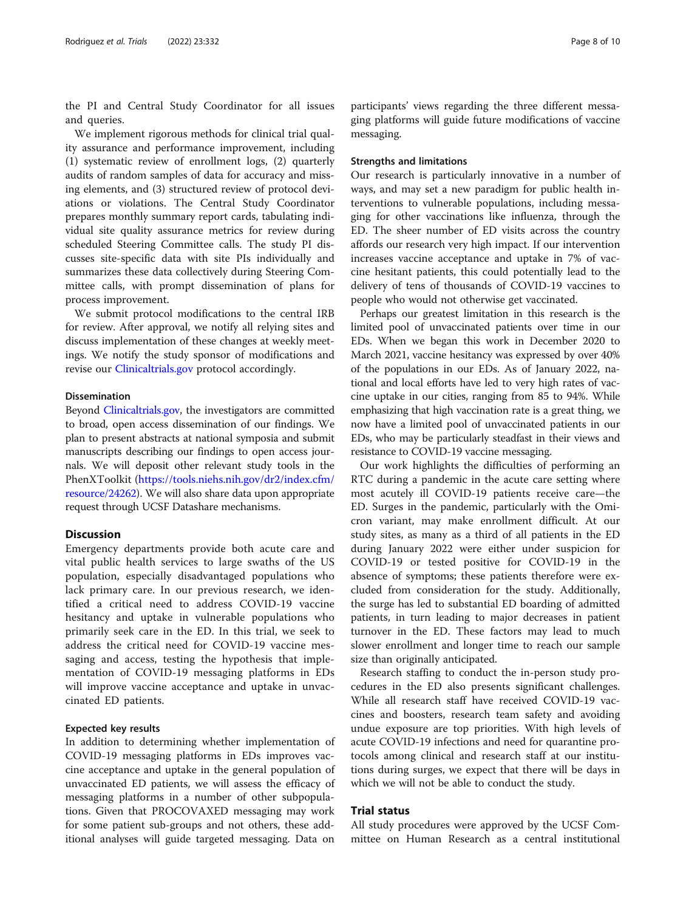the PI and Central Study Coordinator for all issues and queries.

We implement rigorous methods for clinical trial quality assurance and performance improvement, including (1) systematic review of enrollment logs, (2) quarterly audits of random samples of data for accuracy and missing elements, and (3) structured review of protocol deviations or violations. The Central Study Coordinator prepares monthly summary report cards, tabulating individual site quality assurance metrics for review during scheduled Steering Committee calls. The study PI discusses site-specific data with site PIs individually and summarizes these data collectively during Steering Committee calls, with prompt dissemination of plans for process improvement.

We submit protocol modifications to the central IRB for review. After approval, we notify all relying sites and discuss implementation of these changes at weekly meetings. We notify the study sponsor of modifications and revise our Clinicaltrials.gov protocol accordingly.

### Dissemination

Beyond Clinicaltrials.gov, the investigators are committed to broad, open access dissemination of our findings. We plan to present abstracts at national symposia and submit manuscripts describing our findings to open access journals. We will deposit other relevant study tools in the PhenXToolkit (https://tools.niehs.nih.gov/dr2/index.cfm/resource/24262). We will also share data upon appropriate request through UCSF Datashare mechanisms.

## Discussion

Emergency departments provide both acute care and vital public health services to large swaths of the US population, especially disadvantaged populations who lack primary care. In our previous research, we identified a critical need to address COVID-19 vaccine hesitancy and uptake in vulnerable populations who primarily seek care in the ED. In this trial, we seek to address the critical need for COVID-19 vaccine messaging and access, testing the hypothesis that implementation of COVID-19 messaging platforms in EDs will improve vaccine acceptance and uptake in unvaccinated ED patients.

### Expected key results

In addition to determining whether implementation of COVID-19 messaging platforms in EDs improves vaccine acceptance and uptake in the general population of unvaccinated ED patients, we will assess the efficacy of messaging platforms in a number of other subpopulations. Given that PROCOVAXED messaging may work for some patient sub-groups and not others, these additional analyses will guide targeted messaging. Data on participants' views regarding the three different messaging platforms will guide future modifications of vaccine messaging.

### Strengths and limitations

Our research is particularly innovative in a number of ways, and may set a new paradigm for public health interventions to vulnerable populations, including messaging for other vaccinations like influenza, through the ED. The sheer number of ED visits across the country affords our research very high impact. If our intervention increases vaccine acceptance and uptake in 7% of vaccine hesitant patients, this could potentially lead to the delivery of tens of thousands of COVID-19 vaccines to people who would not otherwise get vaccinated.

Perhaps our greatest limitation in this research is the limited pool of unvaccinated patients over time in our EDs. When we began this work in December 2020 to March 2021, vaccine hesitancy was expressed by over 40% of the populations in our EDs. As of January 2022, national and local efforts have led to very high rates of vaccine uptake in our cities, ranging from 85 to 94%. While emphasizing that high vaccination rate is a great thing, we now have a limited pool of unvaccinated patients in our EDs, who may be particularly steadfast in their views and resistance to COVID-19 vaccine messaging.

Our work highlights the difficulties of performing an RTC during a pandemic in the acute care setting where most acutely ill COVID-19 patients receive care—the ED. Surges in the pandemic, particularly with the Omicron variant, may make enrollment difficult. At our study sites, as many as a third of all patients in the ED during January 2022 were either under suspicion for COVID-19 or tested positive for COVID-19 in the absence of symptoms; these patients therefore were excluded from consideration for the study. Additionally, the surge has led to substantial ED boarding of admitted patients, in turn leading to major decreases in patient turnover in the ED. These factors may lead to much slower enrollment and longer time to reach our sample size than originally anticipated.

Research staffing to conduct the in-person study procedures in the ED also presents significant challenges. While all research staff have received COVID-19 vaccines and boosters, research team safety and avoiding undue exposure are top priorities. With high levels of acute COVID-19 infections and need for quarantine protocols among clinical and research staff at our institutions during surges, we expect that there will be days in which we will not be able to conduct the study.

## Trial status

All study procedures were approved by the UCSF Committee on Human Research as a central institutional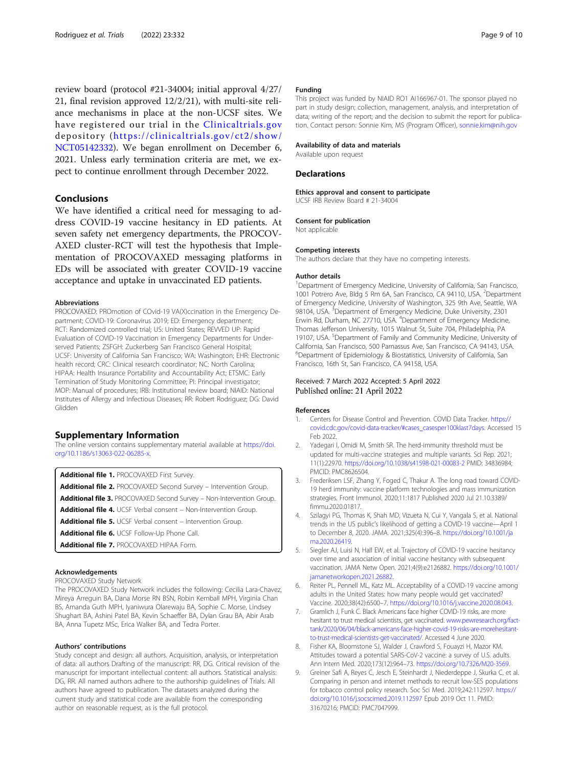review board (protocol #21-34004; initial approval 4/27/21, final revision approved 12/2/21), with multi-site reliance mechanisms in place at the non-UCSF sites. We have registered our trial in the Clinicaltrials.gov depository (https://clinicaltrials.gov/ct2/show/NCT05142332). We began enrollment on December 6, 2021. Unless early termination criteria are met, we expect to continue enrollment through December 2022.

## Conclusions

We have identified a critical need for messaging to address COVID-19 vaccine hesitancy in ED patients. At seven safety net emergency departments, the PROCOVAXED cluster-RCT will test the hypothesis that Implementation of PROCOVAXED messaging platforms in EDs will be associated with greater COVID-19 vaccine acceptance and uptake in unvaccinated ED patients.

#### Abbreviations

PROCOVAXED: PROmotion of COvid-19 VA(X)ccination in the Emergency Department; COVID-19: Coronavirus 2019; ED: Emergency department; RCT: Randomized controlled trial; US: United States; REVVED UP: Rapid Evaluation of COVID-19 Vaccination in Emergency Departments for Underserved Patients; ZSFGH: Zuckerberg San Francisco General Hospital; UCSF: University of California San Francisco; WA: Washington; EHR: Electronic health record; CRC: Clinical research coordinator; NC: North Carolina; HIPAA: Health Insurance Portability and Accountability Act; ETSMC: Early Termination of Study Monitoring Committee; PI: Principal investigator; MOP: Manual of procedures; IRB: Institutional review board; NIAID: National Institutes of Allergy and Infectious Diseases; RR: Robert Rodriguez; DG: David Glidden

## Supplementary Information

The online version contains supplementary material available at https://doi.org/10.1186/s13063-022-06285-x.

**Additional file 1.** PROCOVAXED First Survey.
**Additional file 2.** PROCOVAXED Second Survey – Intervention Group.
**Additional file 3.** PROCOVAXED Second Survey – Non-Intervention Group.
**Additional file 4.** UCSF Verbal consent – Non-Intervention Group.
**Additional file 5.** UCSF Verbal consent – Intervention Group.
**Additional file 6.** UCSF Follow-Up Phone Call.
**Additional file 7.** PROCOVAXED HIPAA Form.

#### Acknowledgements

PROCOVAXED Study Network

The PROCOVAXED Study Network includes the following: Cecilia Lara-Chavez, Mireya Arreguin BA, Dana Morse RN BSN, Robin Kemball MPH, Virginia Chan BS, Amanda Guth MPH, Iyaniwura Olarewaju BA, Sophie C. Morse, Lindsey Shughart BA, Ashini Patel BA, Kevin Schaeffer BA, Dylan Grau BA, Abir Arab BA, Anna Tupetz MSc, Erica Walker BA, and Tedra Porter.

#### Authors' contributions

Study concept and design: all authors. Acquisition, analysis, or interpretation of data: all authors Drafting of the manuscript: RR, DG. Critical revision of the manuscript for important intellectual content: all authors. Statistical analysis: DG, RR. All named authors adhere to the authorship guidelines of Trials. All authors have agreed to publication. The datasets analyzed during the current study and statistical code are available from the corresponding author on reasonable request, as is the full protocol.

#### Funding

This project was funded by NIAID RO1 AI166967-01. The sponsor played no part in study design; collection, management, analysis, and interpretation of data; writing of the report; and the decision to submit the report for publication. Contact person: Sonnie Kim, MS (Program Officer), sonnie.kim@nih.gov

#### Availability of data and materials

Available upon request

## Declarations

#### Ethics approval and consent to participate

UCSF IRB Review Board # 21-34004

#### Consent for publication

Not applicable

#### Competing interests

The authors declare that they have no competing interests.

#### Author details

[1]Department of Emergency Medicine, University of California, San Francisco, 1001 Potrero Ave, Bldg 5 Rm 6A, San Francisco, CA 94110, USA. [2]Department of Emergency Medicine, University of Washington, 325 9th Ave, Seattle, WA 98104, USA. [3]Department of Emergency Medicine, Duke University, 2301 Erwin Rd, Durham, NC 27710, USA. [4]Department of Emergency Medicine, Thomas Jefferson University, 1015 Walnut St, Suite 704, Philadelphia, PA 19107, USA. [5]Department of Family and Community Medicine, University of California, San Francisco, 500 Parnassus Ave, San Francisco, CA 94143, USA. [6]Department of Epidemiology & Biostatistics, University of California, San Francisco, 16th St, San Francisco, CA 94158, USA.

Received: 7 March 2022 Accepted: 5 April 2022
Published online: 21 April 2022

#### References

1. Centers for Disease Control and Prevention. COVID Data Tracker. https://covid.cdc.gov/covid-data-tracker/#cases_casesper100klast7days. Accessed 15 Feb 2022.
2. Yadegari I, Omidi M, Smith SR. The herd-immunity threshold must be updated for multi-vaccine strategies and multiple variants. Sci Rep. 2021;11(1):22970. https://doi.org/10.1038/s41598-021-00083-2 PMID: 34836984; PMCID: PMC8626504.
3. Frederiksen LSF, Zhang Y, Foged C, Thakur A. The long road toward COVID-19 herd immunity: vaccine platform technologies and mass immunization strategies. Front Immunol. 2020;11:1817 Published 2020 Jul 21.10.3389/fimmu.2020.01817.
4. Szilagyi PG, Thomas K, Shah MD, Vizueta N, Cui Y, Vangala S, et al. National trends in the US public's likelihood of getting a COVID-19 vaccine—April 1 to December 8, 2020. JAMA. 2021;325(4):396–8. https://doi.org/10.1001/jama.2020.26419.
5. Siegler AJ, Luisi N, Hall EW, et al. Trajectory of COVID-19 vaccine hesitancy over time and association of initial vaccine hesitancy with subsequent vaccination. JAMA Netw Open. 2021;4(9):e2126882. https://doi.org/10.1001/jamanetworkopen.2021.26882.
6. Reiter PL, Pennell ML, Katz ML. Acceptability of a COVID-19 vaccine among adults in the United States: how many people would get vaccinated? Vaccine. 2020;38(42):6500–7. https://doi.org/10.1016/j.vaccine.2020.08.043.
7. Gramlich J, Funk C. Black Americans face higher COVID-19 risks, are more hesitant to trust medical scientists, get vaccinated. www.pewresearch.org/fact-tank/2020/06/04/black-americans-face-higher-covid-19-risks-are-morehesitant-to-trust-medical-scientists-get-vaccinated/. Accessed 4 June 2020.
8. Fisher KA, Bloomstone SJ, Walder J, Crawford S, Fouayzi H, Mazor KM. Attitudes toward a potential SARS-CoV-2 vaccine: a survey of U.S. adults. Ann Intern Med. 2020;173(12):964–73. https://doi.org/10.7326/M20-3569.
9. Greiner Safi A, Reyes C, Jesch E, Steinhardt J, Niederdeppe J, Skurka C, et al. Comparing in person and internet methods to recruit low-SES populations for tobacco control policy research. Soc Sci Med. 2019;242:112597. https://doi.org/10.1016/j.socscimed.2019.112597 Epub 2019 Oct 11. PMID: 31670216; PMCID: PMC7047999.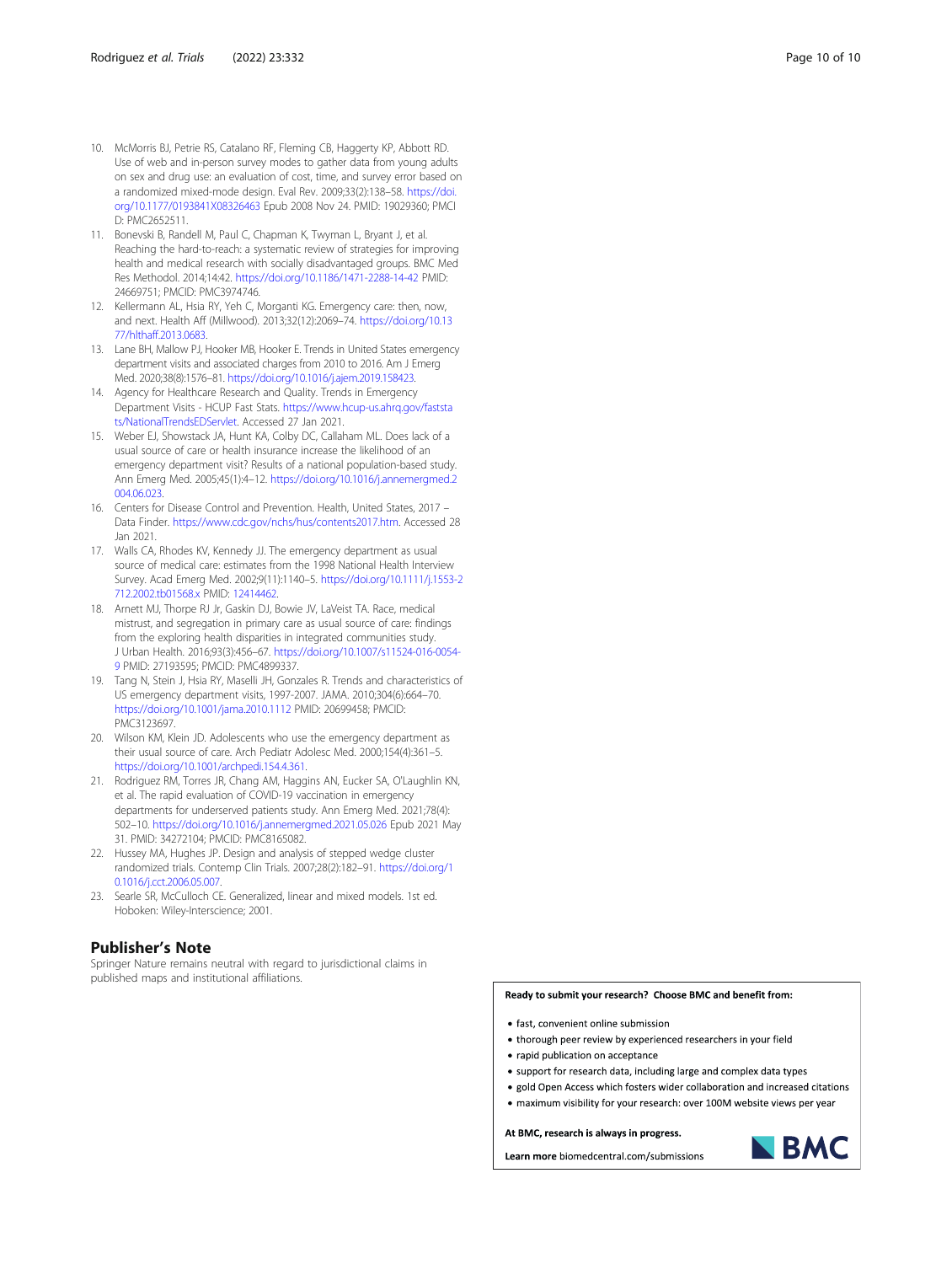10. McMorris BJ, Petrie RS, Catalano RF, Fleming CB, Haggerty KP, Abbott RD. Use of web and in-person survey modes to gather data from young adults on sex and drug use: an evaluation of cost, time, and survey error based on a randomized mixed-mode design. Eval Rev. 2009;33(2):138–58. https://doi.org/10.1177/0193841X08326463 Epub 2008 Nov 24. PMID: 19029360; PMCID: PMC2652511.
11. Bonevski B, Randell M, Paul C, Chapman K, Twyman L, Bryant J, et al. Reaching the hard-to-reach: a systematic review of strategies for improving health and medical research with socially disadvantaged groups. BMC Med Res Methodol. 2014;14:42. https://doi.org/10.1186/1471-2288-14-42 PMID: 24669751; PMCID: PMC3974746.
12. Kellermann AL, Hsia RY, Yeh C, Morganti KG. Emergency care: then, now, and next. Health Aff (Millwood). 2013;32(12):2069–74. https://doi.org/10.1377/hlthaff.2013.0683.
13. Lane BH, Mallow PJ, Hooker MB, Hooker E. Trends in United States emergency department visits and associated charges from 2010 to 2016. Am J Emerg Med. 2020;38(8):1576–81. https://doi.org/10.1016/j.ajem.2019.158423.
14. Agency for Healthcare Research and Quality. Trends in Emergency Department Visits - HCUP Fast Stats. https://www.hcup-us.ahrq.gov/faststats/NationalTrendsEDServlet. Accessed 27 Jan 2021.
15. Weber EJ, Showstack JA, Hunt KA, Colby DC, Callaham ML. Does lack of a usual source of care or health insurance increase the likelihood of an emergency department visit? Results of a national population-based study. Ann Emerg Med. 2005;45(1):4–12. https://doi.org/10.1016/j.annemergmed.2004.06.023.
16. Centers for Disease Control and Prevention. Health, United States, 2017 – Data Finder. https://www.cdc.gov/nchs/hus/contents2017.htm. Accessed 28 Jan 2021.
17. Walls CA, Rhodes KV, Kennedy JJ. The emergency department as usual source of medical care: estimates from the 1998 National Health Interview Survey. Acad Emerg Med. 2002;9(11):1140–5. https://doi.org/10.1111/j.1553-2712.2002.tb01568.x PMID: 12414462.
18. Arnett MJ, Thorpe RJ Jr, Gaskin DJ, Bowie JV, LaVeist TA. Race, medical mistrust, and segregation in primary care as usual source of care: findings from the exploring health disparities in integrated communities study. J Urban Health. 2016;93(3):456–67. https://doi.org/10.1007/s11524-016-0054-9 PMID: 27193595; PMCID: PMC4899337.
19. Tang N, Stein J, Hsia RY, Maselli JH, Gonzales R. Trends and characteristics of US emergency department visits, 1997-2007. JAMA. 2010;304(6):664–70. https://doi.org/10.1001/jama.2010.1112 PMID: 20699458; PMCID: PMC3123697.
20. Wilson KM, Klein JD. Adolescents who use the emergency department as their usual source of care. Arch Pediatr Adolesc Med. 2000;154(4):361–5. https://doi.org/10.1001/archpedi.154.4.361.
21. Rodriguez RM, Torres JR, Chang AM, Haggins AN, Eucker SA, O'Laughlin KN, et al. The rapid evaluation of COVID-19 vaccination in emergency departments for underserved patients study. Ann Emerg Med. 2021;78(4):502–10. https://doi.org/10.1016/j.annemergmed.2021.05.026 Epub 2021 May 31. PMID: 34272104; PMCID: PMC8165082.
22. Hussey MA, Hughes JP. Design and analysis of stepped wedge cluster randomized trials. Contemp Clin Trials. 2007;28(2):182–91. https://doi.org/10.1016/j.cct.2006.05.007.
23. Searle SR, McCulloch CE. Generalized, linear and mixed models. 1st ed. Hoboken: Wiley-Interscience; 2001.

## Publisher's Note

Springer Nature remains neutral with regard to jurisdictional claims in published maps and institutional affiliations.

**Ready to submit your research? Choose BMC and benefit from:**

- fast, convenient online submission
- thorough peer review by experienced researchers in your field
- rapid publication on acceptance
- support for research data, including large and complex data types
- gold Open Access which fosters wider collaboration and increased citations
- maximum visibility for your research: over 100M website views per year

**At BMC, research is always in progress.**

**Learn more** biomedcentral.com/submissions

BMC